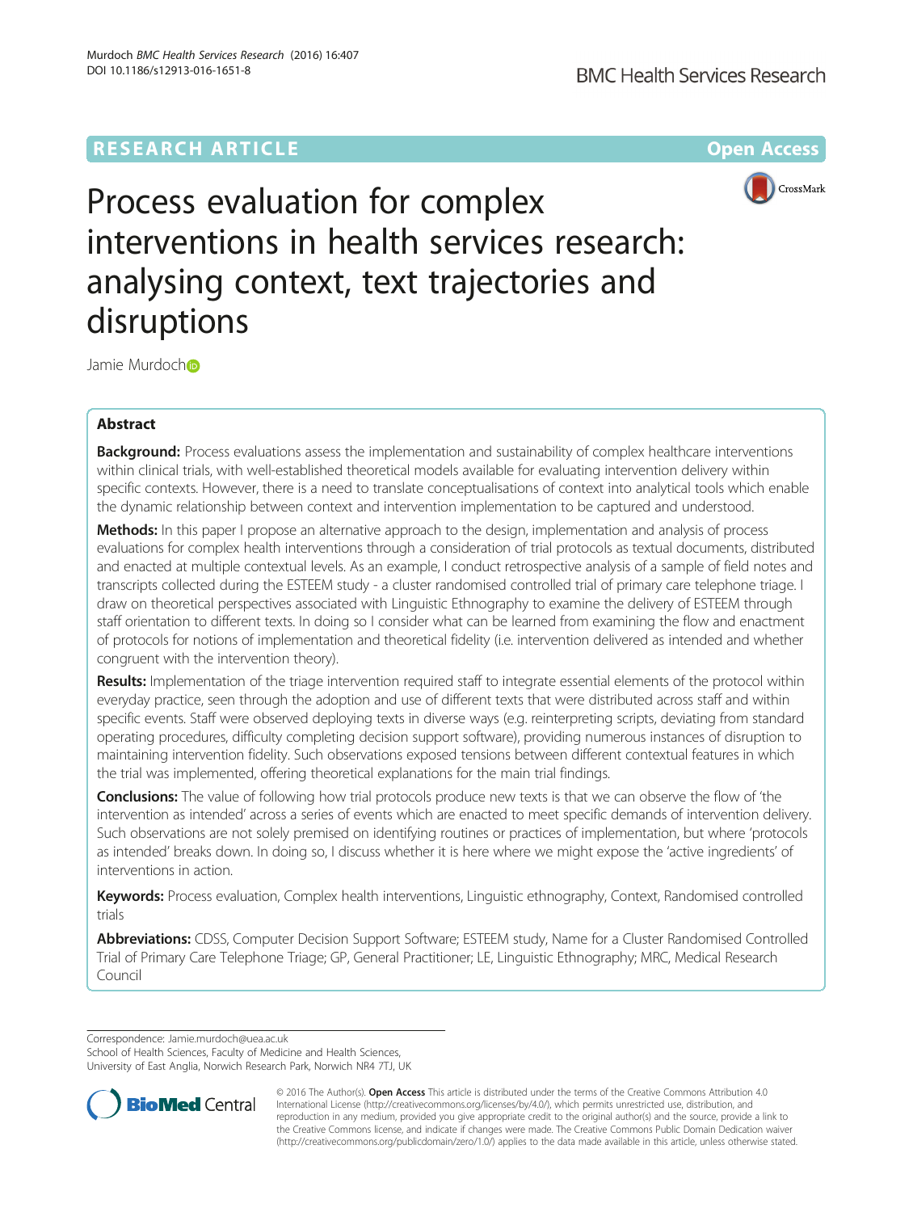RESEARCH ARTICLE

Open Access

# Process evaluation for complex interventions in health services research: analysing context, text trajectories and disruptions

Jamie Murdoch

## Abstract

**Background:** Process evaluations assess the implementation and sustainability of complex healthcare interventions within clinical trials, with well-established theoretical models available for evaluating intervention delivery within specific contexts. However, there is a need to translate conceptualisations of context into analytical tools which enable the dynamic relationship between context and intervention implementation to be captured and understood.

**Methods:** In this paper I propose an alternative approach to the design, implementation and analysis of process evaluations for complex health interventions through a consideration of trial protocols as textual documents, distributed and enacted at multiple contextual levels. As an example, I conduct retrospective analysis of a sample of field notes and transcripts collected during the ESTEEM study - a cluster randomised controlled trial of primary care telephone triage. I draw on theoretical perspectives associated with Linguistic Ethnography to examine the delivery of ESTEEM through staff orientation to different texts. In doing so I consider what can be learned from examining the flow and enactment of protocols for notions of implementation and theoretical fidelity (i.e. intervention delivered as intended and whether congruent with the intervention theory).

**Results:** Implementation of the triage intervention required staff to integrate essential elements of the protocol within everyday practice, seen through the adoption and use of different texts that were distributed across staff and within specific events. Staff were observed deploying texts in diverse ways (e.g. reinterpreting scripts, deviating from standard operating procedures, difficulty completing decision support software), providing numerous instances of disruption to maintaining intervention fidelity. Such observations exposed tensions between different contextual features in which the trial was implemented, offering theoretical explanations for the main trial findings.

**Conclusions:** The value of following how trial protocols produce new texts is that we can observe the flow of 'the intervention as intended' across a series of events which are enacted to meet specific demands of intervention delivery. Such observations are not solely premised on identifying routines or practices of implementation, but where 'protocols as intended' breaks down. In doing so, I discuss whether it is here where we might expose the 'active ingredients' of interventions in action.

**Keywords:** Process evaluation, Complex health interventions, Linguistic ethnography, Context, Randomised controlled trials

**Abbreviations:** CDSS, Computer Decision Support Software; ESTEEM study, Name for a Cluster Randomised Controlled Trial of Primary Care Telephone Triage; GP, General Practitioner; LE, Linguistic Ethnography; MRC, Medical Research Council

---

Correspondence: Jamie.murdoch@uea.ac.uk
School of Health Sciences, Faculty of Medicine and Health Sciences, University of East Anglia, Norwich Research Park, Norwich NR4 7TJ, UK

© 2016 The Author(s). **Open Access** This article is distributed under the terms of the Creative Commons Attribution 4.0 International License (http://creativecommons.org/licenses/by/4.0/), which permits unrestricted use, distribution, and reproduction in any medium, provided you give appropriate credit to the original author(s) and the source, provide a link to the Creative Commons license, and indicate if changes were made. The Creative Commons Public Domain Dedication waiver (http://creativecommons.org/publicdomain/zero/1.0/) applies to the data made available in this article, unless otherwise stated.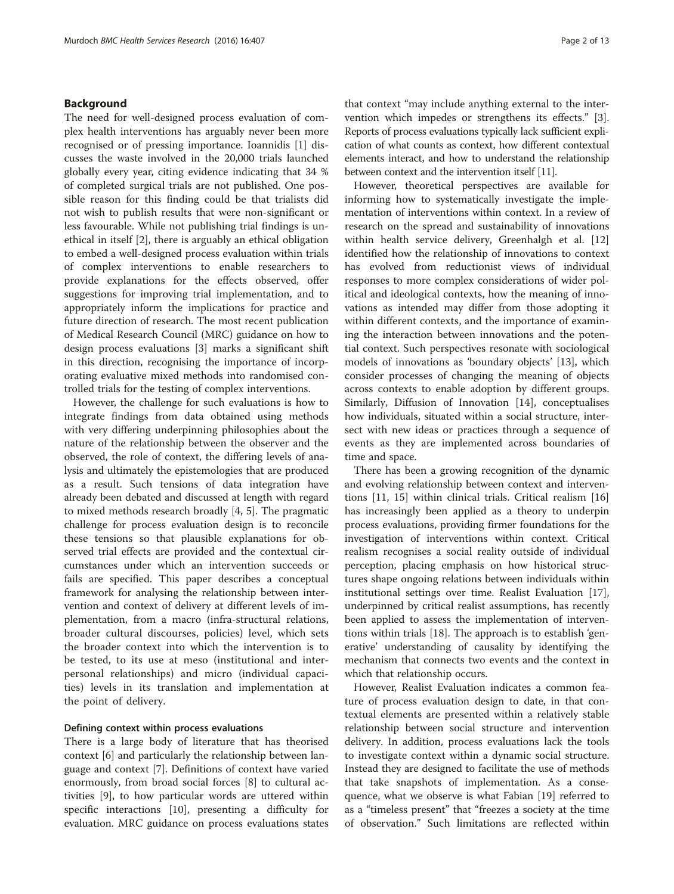## Background

The need for well-designed process evaluation of complex health interventions has arguably never been more recognised or of pressing importance. Ioannidis [1] discusses the waste involved in the 20,000 trials launched globally every year, citing evidence indicating that 34 % of completed surgical trials are not published. One possible reason for this finding could be that trialists did not wish to publish results that were non-significant or less favourable. While not publishing trial findings is unethical in itself [2], there is arguably an ethical obligation to embed a well-designed process evaluation within trials of complex interventions to enable researchers to provide explanations for the effects observed, offer suggestions for improving trial implementation, and to appropriately inform the implications for practice and future direction of research. The most recent publication of Medical Research Council (MRC) guidance on how to design process evaluations [3] marks a significant shift in this direction, recognising the importance of incorporating evaluative mixed methods into randomised controlled trials for the testing of complex interventions.

However, the challenge for such evaluations is how to integrate findings from data obtained using methods with very differing underpinning philosophies about the nature of the relationship between the observer and the observed, the role of context, the differing levels of analysis and ultimately the epistemologies that are produced as a result. Such tensions of data integration have already been debated and discussed at length with regard to mixed methods research broadly [4, 5]. The pragmatic challenge for process evaluation design is to reconcile these tensions so that plausible explanations for observed trial effects are provided and the contextual circumstances under which an intervention succeeds or fails are specified. This paper describes a conceptual framework for analysing the relationship between intervention and context of delivery at different levels of implementation, from a macro (infra-structural relations, broader cultural discourses, policies) level, which sets the broader context into which the intervention is to be tested, to its use at meso (institutional and interpersonal relationships) and micro (individual capacities) levels in its translation and implementation at the point of delivery.

### Defining context within process evaluations

There is a large body of literature that has theorised context [6] and particularly the relationship between language and context [7]. Definitions of context have varied enormously, from broad social forces [8] to cultural activities [9], to how particular words are uttered within specific interactions [10], presenting a difficulty for evaluation. MRC guidance on process evaluations states that context "may include anything external to the intervention which impedes or strengthens its effects." [3]. Reports of process evaluations typically lack sufficient explication of what counts as context, how different contextual elements interact, and how to understand the relationship between context and the intervention itself [11].

However, theoretical perspectives are available for informing how to systematically investigate the implementation of interventions within context. In a review of research on the spread and sustainability of innovations within health service delivery, Greenhalgh et al. [12] identified how the relationship of innovations to context has evolved from reductionist views of individual responses to more complex considerations of wider political and ideological contexts, how the meaning of innovations as intended may differ from those adopting it within different contexts, and the importance of examining the interaction between innovations and the potential context. Such perspectives resonate with sociological models of innovations as 'boundary objects' [13], which consider processes of changing the meaning of objects across contexts to enable adoption by different groups. Similarly, Diffusion of Innovation [14], conceptualises how individuals, situated within a social structure, intersect with new ideas or practices through a sequence of events as they are implemented across boundaries of time and space.

There has been a growing recognition of the dynamic and evolving relationship between context and interventions [11, 15] within clinical trials. Critical realism [16] has increasingly been applied as a theory to underpin process evaluations, providing firmer foundations for the investigation of interventions within context. Critical realism recognises a social reality outside of individual perception, placing emphasis on how historical structures shape ongoing relations between individuals within institutional settings over time. Realist Evaluation [17], underpinned by critical realist assumptions, has recently been applied to assess the implementation of interventions within trials [18]. The approach is to establish 'generative' understanding of causality by identifying the mechanism that connects two events and the context in which that relationship occurs.

However, Realist Evaluation indicates a common feature of process evaluation design to date, in that contextual elements are presented within a relatively stable relationship between social structure and intervention delivery. In addition, process evaluations lack the tools to investigate context within a dynamic social structure. Instead they are designed to facilitate the use of methods that take snapshots of implementation. As a consequence, what we observe is what Fabian [19] referred to as a "timeless present" that "freezes a society at the time of observation." Such limitations are reflected within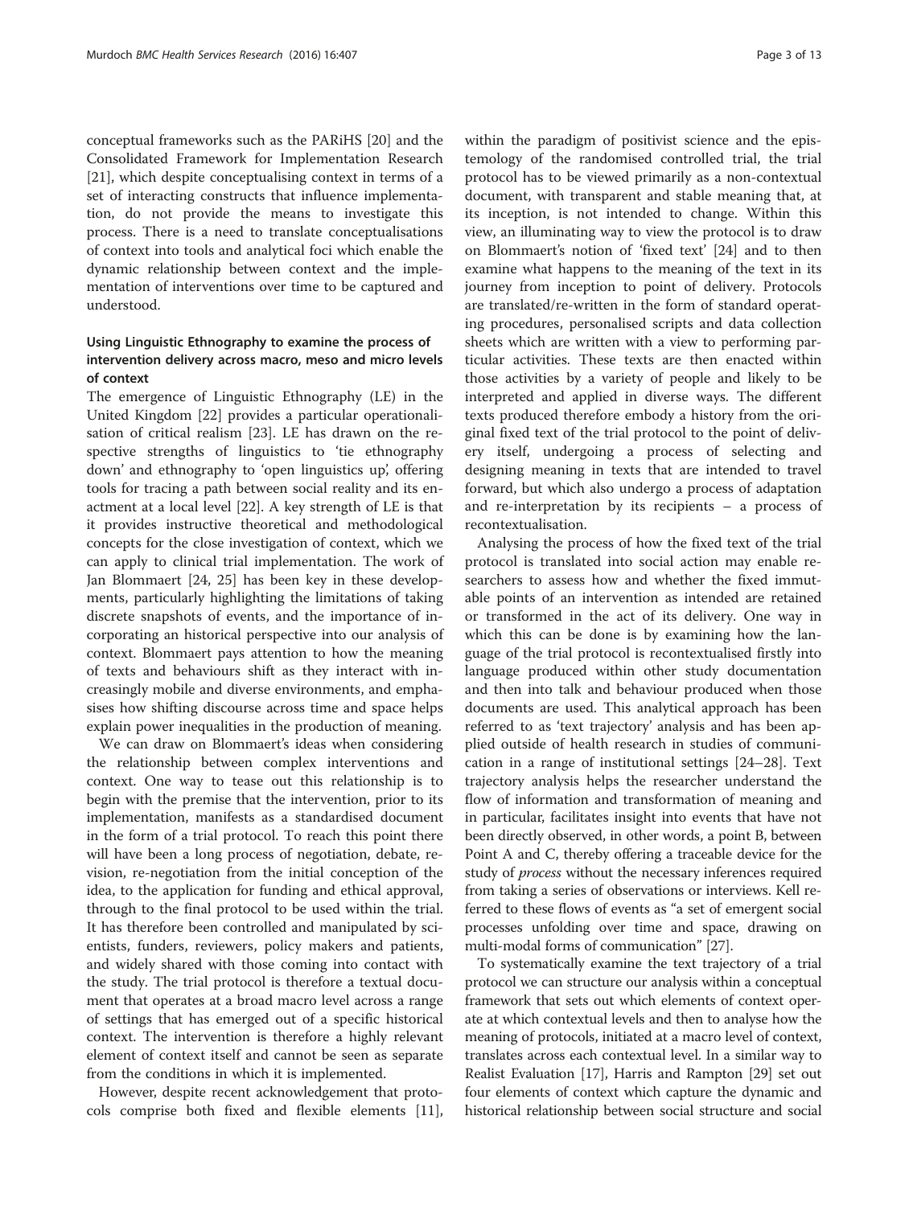conceptual frameworks such as the PARiHS [20] and the Consolidated Framework for Implementation Research [21], which despite conceptualising context in terms of a set of interacting constructs that influence implementation, do not provide the means to investigate this process. There is a need to translate conceptualisations of context into tools and analytical foci which enable the dynamic relationship between context and the implementation of interventions over time to be captured and understood.

### Using Linguistic Ethnography to examine the process of intervention delivery across macro, meso and micro levels of context

The emergence of Linguistic Ethnography (LE) in the United Kingdom [22] provides a particular operationalisation of critical realism [23]. LE has drawn on the respective strengths of linguistics to 'tie ethnography down' and ethnography to 'open linguistics up', offering tools for tracing a path between social reality and its enactment at a local level [22]. A key strength of LE is that it provides instructive theoretical and methodological concepts for the close investigation of context, which we can apply to clinical trial implementation. The work of Jan Blommaert [24, 25] has been key in these developments, particularly highlighting the limitations of taking discrete snapshots of events, and the importance of incorporating an historical perspective into our analysis of context. Blommaert pays attention to how the meaning of texts and behaviours shift as they interact with increasingly mobile and diverse environments, and emphasises how shifting discourse across time and space helps explain power inequalities in the production of meaning.

We can draw on Blommaert's ideas when considering the relationship between complex interventions and context. One way to tease out this relationship is to begin with the premise that the intervention, prior to its implementation, manifests as a standardised document in the form of a trial protocol. To reach this point there will have been a long process of negotiation, debate, revision, re-negotiation from the initial conception of the idea, to the application for funding and ethical approval, through to the final protocol to be used within the trial. It has therefore been controlled and manipulated by scientists, funders, reviewers, policy makers and patients, and widely shared with those coming into contact with the study. The trial protocol is therefore a textual document that operates at a broad macro level across a range of settings that has emerged out of a specific historical context. The intervention is therefore a highly relevant element of context itself and cannot be seen as separate from the conditions in which it is implemented.

However, despite recent acknowledgement that protocols comprise both fixed and flexible elements [11], within the paradigm of positivist science and the epistemology of the randomised controlled trial, the trial protocol has to be viewed primarily as a non-contextual document, with transparent and stable meaning that, at its inception, is not intended to change. Within this view, an illuminating way to view the protocol is to draw on Blommaert's notion of 'fixed text' [24] and to then examine what happens to the meaning of the text in its journey from inception to point of delivery. Protocols are translated/re-written in the form of standard operating procedures, personalised scripts and data collection sheets which are written with a view to performing particular activities. These texts are then enacted within those activities by a variety of people and likely to be interpreted and applied in diverse ways. The different texts produced therefore embody a history from the original fixed text of the trial protocol to the point of delivery itself, undergoing a process of selecting and designing meaning in texts that are intended to travel forward, but which also undergo a process of adaptation and re-interpretation by its recipients – a process of recontextualisation.

Analysing the process of how the fixed text of the trial protocol is translated into social action may enable researchers to assess how and whether the fixed immutable points of an intervention as intended are retained or transformed in the act of its delivery. One way in which this can be done is by examining how the language of the trial protocol is recontextualised firstly into language produced within other study documentation and then into talk and behaviour produced when those documents are used. This analytical approach has been referred to as 'text trajectory' analysis and has been applied outside of health research in studies of communication in a range of institutional settings [24–28]. Text trajectory analysis helps the researcher understand the flow of information and transformation of meaning and in particular, facilitates insight into events that have not been directly observed, in other words, a point B, between Point A and C, thereby offering a traceable device for the study of *process* without the necessary inferences required from taking a series of observations or interviews. Kell referred to these flows of events as "a set of emergent social processes unfolding over time and space, drawing on multi-modal forms of communication" [27].

To systematically examine the text trajectory of a trial protocol we can structure our analysis within a conceptual framework that sets out which elements of context operate at which contextual levels and then to analyse how the meaning of protocols, initiated at a macro level of context, translates across each contextual level. In a similar way to Realist Evaluation [17], Harris and Rampton [29] set out four elements of context which capture the dynamic and historical relationship between social structure and social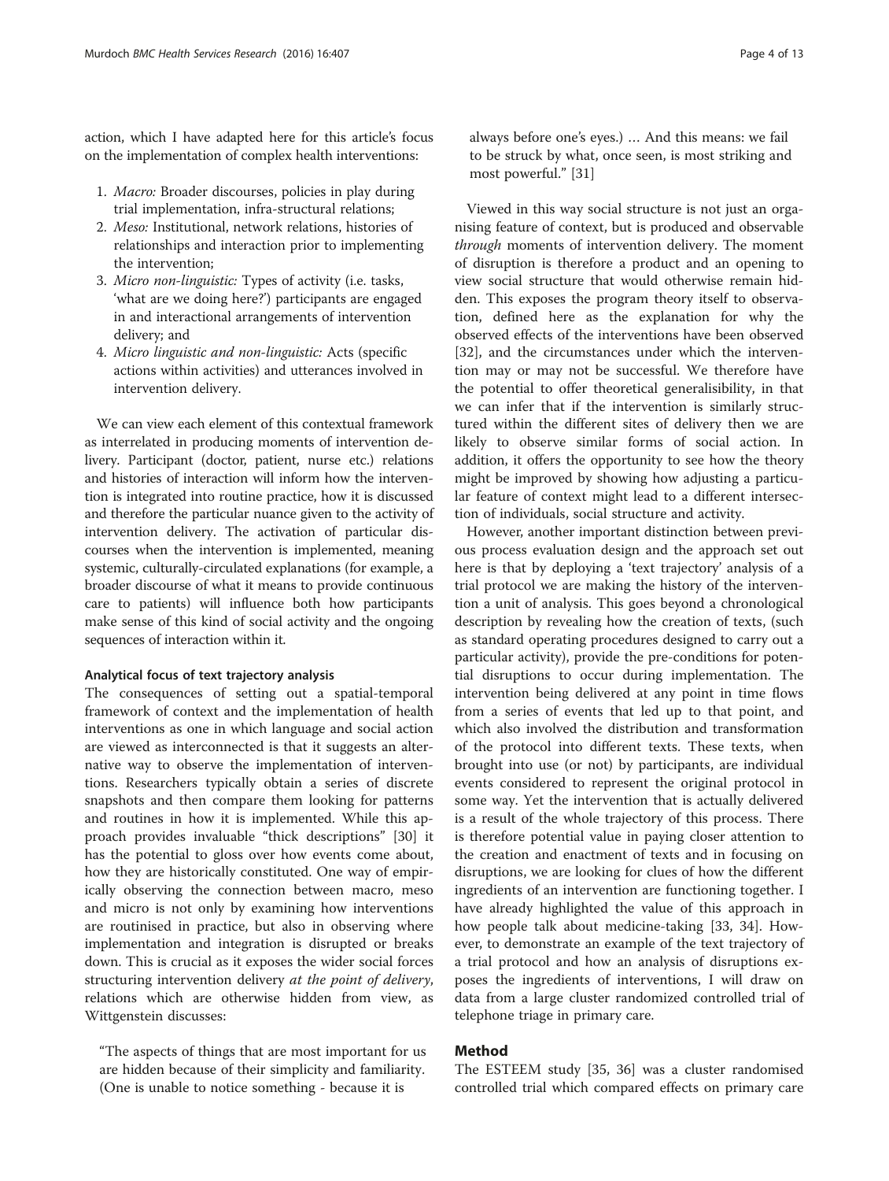action, which I have adapted here for this article's focus on the implementation of complex health interventions:

1. *Macro:* Broader discourses, policies in play during trial implementation, infra-structural relations;
2. *Meso:* Institutional, network relations, histories of relationships and interaction prior to implementing the intervention;
3. *Micro non-linguistic:* Types of activity (i.e. tasks, 'what are we doing here?') participants are engaged in and interactional arrangements of intervention delivery; and
4. *Micro linguistic and non-linguistic:* Acts (specific actions within activities) and utterances involved in intervention delivery.

We can view each element of this contextual framework as interrelated in producing moments of intervention delivery. Participant (doctor, patient, nurse etc.) relations and histories of interaction will inform how the intervention is integrated into routine practice, how it is discussed and therefore the particular nuance given to the activity of intervention delivery. The activation of particular discourses when the intervention is implemented, meaning systemic, culturally-circulated explanations (for example, a broader discourse of what it means to provide continuous care to patients) will influence both how participants make sense of this kind of social activity and the ongoing sequences of interaction within it.

#### Analytical focus of text trajectory analysis

The consequences of setting out a spatial-temporal framework of context and the implementation of health interventions as one in which language and social action are viewed as interconnected is that it suggests an alternative way to observe the implementation of interventions. Researchers typically obtain a series of discrete snapshots and then compare them looking for patterns and routines in how it is implemented. While this approach provides invaluable "thick descriptions" [30] it has the potential to gloss over how events come about, how they are historically constituted. One way of empirically observing the connection between macro, meso and micro is not only by examining how interventions are routinised in practice, but also in observing where implementation and integration is disrupted or breaks down. This is crucial as it exposes the wider social forces structuring intervention delivery *at the point of delivery*, relations which are otherwise hidden from view, as Wittgenstein discusses:

"The aspects of things that are most important for us are hidden because of their simplicity and familiarity. (One is unable to notice something - because it is always before one's eyes.) … And this means: we fail to be struck by what, once seen, is most striking and most powerful." [31]

Viewed in this way social structure is not just an organising feature of context, but is produced and observable *through* moments of intervention delivery. The moment of disruption is therefore a product and an opening to view social structure that would otherwise remain hidden. This exposes the program theory itself to observation, defined here as the explanation for why the observed effects of the interventions have been observed [32], and the circumstances under which the intervention may or may not be successful. We therefore have the potential to offer theoretical generalisibility, in that we can infer that if the intervention is similarly structured within the different sites of delivery then we are likely to observe similar forms of social action. In addition, it offers the opportunity to see how the theory might be improved by showing how adjusting a particular feature of context might lead to a different intersection of individuals, social structure and activity.

However, another important distinction between previous process evaluation design and the approach set out here is that by deploying a 'text trajectory' analysis of a trial protocol we are making the history of the intervention a unit of analysis. This goes beyond a chronological description by revealing how the creation of texts, (such as standard operating procedures designed to carry out a particular activity), provide the pre-conditions for potential disruptions to occur during implementation. The intervention being delivered at any point in time flows from a series of events that led up to that point, and which also involved the distribution and transformation of the protocol into different texts. These texts, when brought into use (or not) by participants, are individual events considered to represent the original protocol in some way. Yet the intervention that is actually delivered is a result of the whole trajectory of this process. There is therefore potential value in paying closer attention to the creation and enactment of texts and in focusing on disruptions, we are looking for clues of how the different ingredients of an intervention are functioning together. I have already highlighted the value of this approach in how people talk about medicine-taking [33, 34]. However, to demonstrate an example of the text trajectory of a trial protocol and how an analysis of disruptions exposes the ingredients of interventions, I will draw on data from a large cluster randomized controlled trial of telephone triage in primary care.

## Method

The ESTEEM study [35, 36] was a cluster randomised controlled trial which compared effects on primary care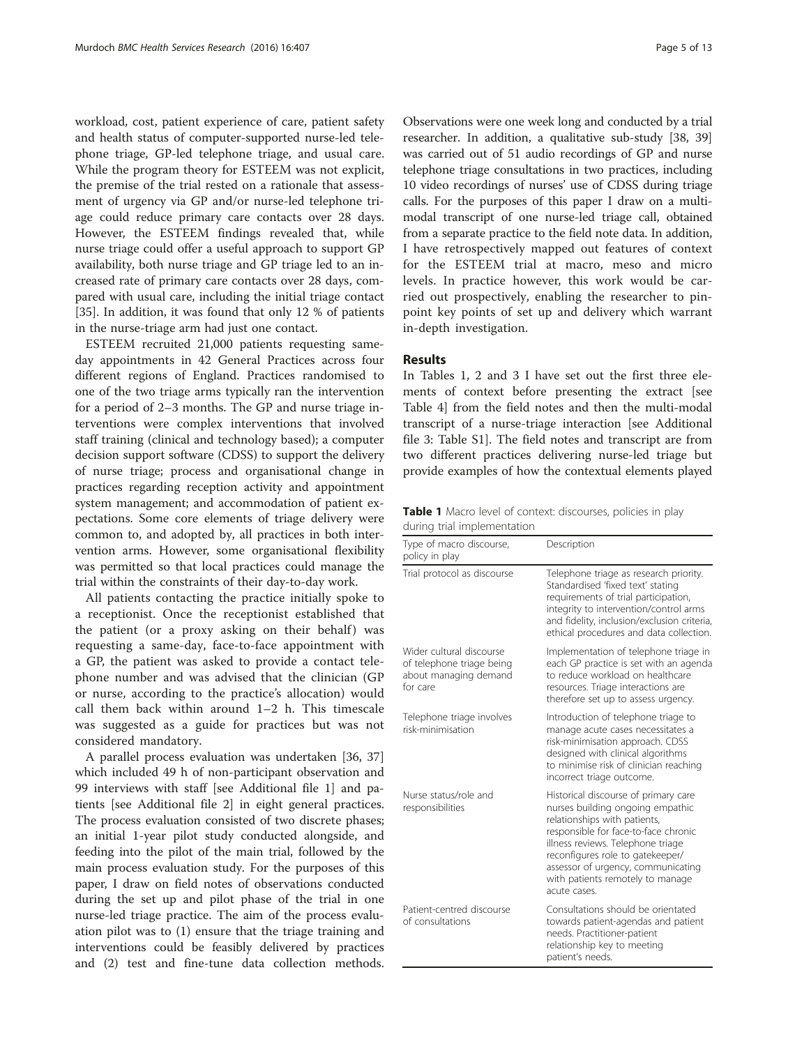workload, cost, patient experience of care, patient safety and health status of computer-supported nurse-led telephone triage, GP-led telephone triage, and usual care. While the program theory for ESTEEM was not explicit, the premise of the trial rested on a rationale that assessment of urgency via GP and/or nurse-led telephone triage could reduce primary care contacts over 28 days. However, the ESTEEM findings revealed that, while nurse triage could offer a useful approach to support GP availability, both nurse triage and GP triage led to an increased rate of primary care contacts over 28 days, compared with usual care, including the initial triage contact [35]. In addition, it was found that only 12 % of patients in the nurse-triage arm had just one contact.

ESTEEM recruited 21,000 patients requesting same-day appointments in 42 General Practices across four different regions of England. Practices randomised to one of the two triage arms typically ran the intervention for a period of 2–3 months. The GP and nurse triage interventions were complex interventions that involved staff training (clinical and technology based); a computer decision support software (CDSS) to support the delivery of nurse triage; process and organisational change in practices regarding reception activity and appointment system management; and accommodation of patient expectations. Some core elements of triage delivery were common to, and adopted by, all practices in both intervention arms. However, some organisational flexibility was permitted so that local practices could manage the trial within the constraints of their day-to-day work.

All patients contacting the practice initially spoke to a receptionist. Once the receptionist established that the patient (or a proxy asking on their behalf) was requesting a same-day, face-to-face appointment with a GP, the patient was asked to provide a contact telephone number and was advised that the clinician (GP or nurse, according to the practice's allocation) would call them back within around 1–2 h. This timescale was suggested as a guide for practices but was not considered mandatory.

A parallel process evaluation was undertaken [36, 37] which included 49 h of non-participant observation and 99 interviews with staff [see Additional file 1] and patients [see Additional file 2] in eight general practices. The process evaluation consisted of two discrete phases; an initial 1-year pilot study conducted alongside, and feeding into the pilot of the main trial, followed by the main process evaluation study. For the purposes of this paper, I draw on field notes of observations conducted during the set up and pilot phase of the trial in one nurse-led triage practice. The aim of the process evaluation pilot was to (1) ensure that the triage training and interventions could be feasibly delivered by practices and (2) test and fine-tune data collection methods. Observations were one week long and conducted by a trial researcher. In addition, a qualitative sub-study [38, 39] was carried out of 51 audio recordings of GP and nurse telephone triage consultations in two practices, including 10 video recordings of nurses' use of CDSS during triage calls. For the purposes of this paper I draw on a multi-modal transcript of one nurse-led triage call, obtained from a separate practice to the field note data. In addition, I have retrospectively mapped out features of context for the ESTEEM trial at macro, meso and micro levels. In practice however, this work would be carried out prospectively, enabling the researcher to pinpoint key points of set up and delivery which warrant in-depth investigation.

## Results

In Tables 1, 2 and 3 I have set out the first three elements of context before presenting the extract [see Table 4] from the field notes and then the multi-modal transcript of a nurse-triage interaction [see Additional file 3: Table S1]. The field notes and transcript are from two different practices delivering nurse-led triage but provide examples of how the contextual elements played

**Table 1** Macro level of context: discourses, policies in play during trial implementation

| Type of macro discourse, policy in play | Description |
|---|---|
| Trial protocol as discourse | Telephone triage as research priority. Standardised 'fixed text' stating requirements of trial participation, integrity to intervention/control arms and fidelity, inclusion/exclusion criteria, ethical procedures and data collection. |
| Wider cultural discourse of telephone triage being about managing demand for care | Implementation of telephone triage in each GP practice is set with an agenda to reduce workload on healthcare resources. Triage interactions are therefore set up to assess urgency. |
| Telephone triage involves risk-minimisation | Introduction of telephone triage to manage acute cases necessitates a risk-minimisation approach. CDSS designed with clinical algorithms to minimise risk of clinician reaching incorrect triage outcome. |
| Nurse status/role and responsibilities | Historical discourse of primary care nurses building ongoing empathic relationships with patients, responsible for face-to-face chronic illness reviews. Telephone triage reconfigures role to gatekeeper/assessor of urgency, communicating with patients remotely to manage acute cases. |
| Patient-centred discourse of consultations | Consultations should be orientated towards patient-agendas and patient needs. Practitioner-patient relationship key to meeting patient's needs. |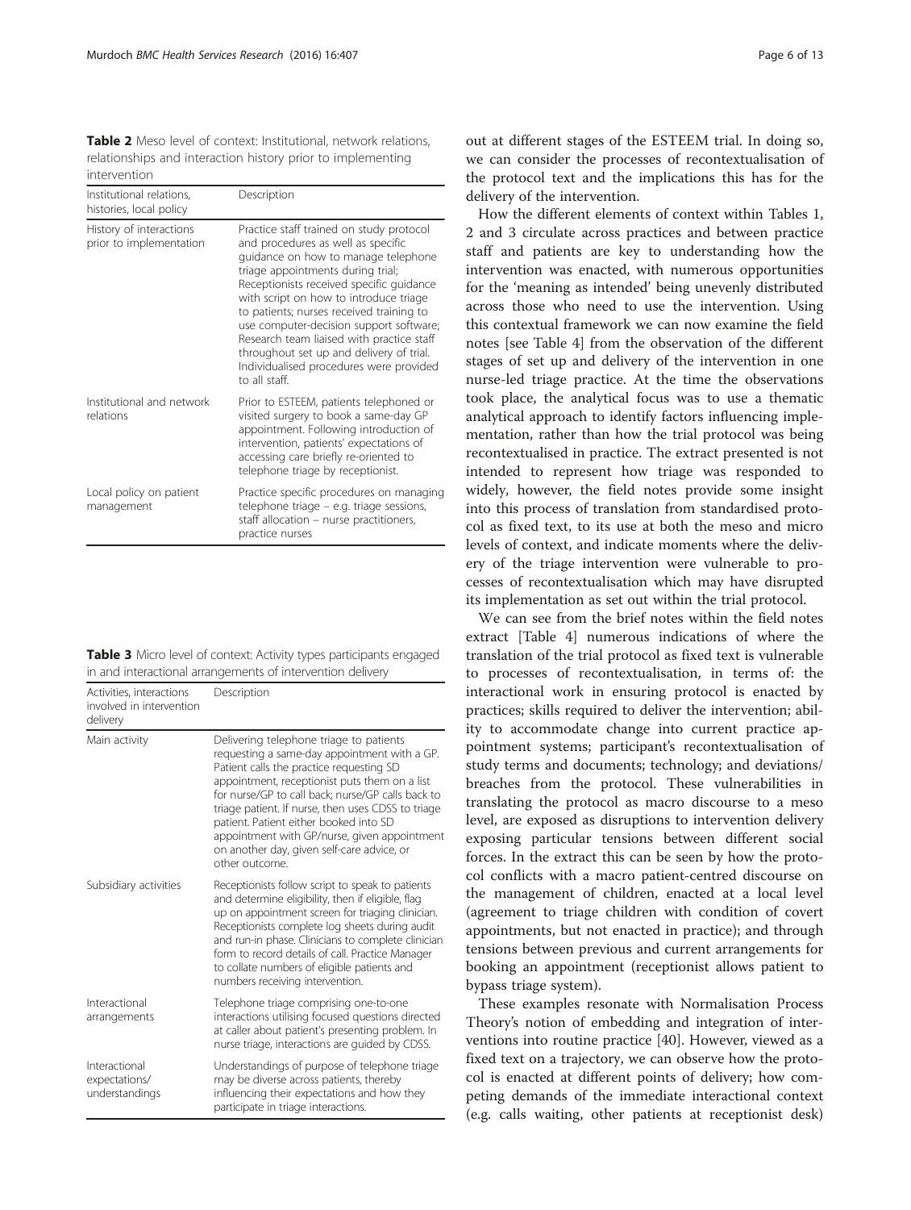**Table 2** Meso level of context: Institutional, network relations, relationships and interaction history prior to implementing intervention

| Institutional relations, histories, local policy | Description |
| --- | --- |
| History of interactions prior to implementation | Practice staff trained on study protocol and procedures as well as specific guidance on how to manage telephone triage appointments during trial; Receptionists received specific guidance with script on how to introduce triage to patients; nurses received training to use computer-decision support software; Research team liaised with practice staff throughout set up and delivery of trial. Individualised procedures were provided to all staff. |
| Institutional and network relations | Prior to ESTEEM, patients telephoned or visited surgery to book a same-day GP appointment. Following introduction of intervention, patients' expectations of accessing care briefly re-oriented to telephone triage by receptionist. |
| Local policy on patient management | Practice specific procedures on managing telephone triage – e.g. triage sessions, staff allocation – nurse practitioners, practice nurses |

**Table 3** Micro level of context: Activity types participants engaged in and interactional arrangements of intervention delivery

| Activities, interactions involved in intervention delivery | Description |
| --- | --- |
| Main activity | Delivering telephone triage to patients requesting a same-day appointment with a GP. Patient calls the practice requesting SD appointment, receptionist puts them on a list for nurse/GP to call back; nurse/GP calls back to triage patient. If nurse, then uses CDSS to triage patient. Patient either booked into SD appointment with GP/nurse, given appointment on another day, given self-care advice, or other outcome. |
| Subsidiary activities | Receptionists follow script to speak to patients and determine eligibility, then if eligible, flag up on appointment screen for triaging clinician. Receptionists complete log sheets during audit and run-in phase. Clinicians to complete clinician form to record details of call. Practice Manager to collate numbers of eligible patients and numbers receiving intervention. |
| Interactional arrangements | Telephone triage comprising one-to-one interactions utilising focused questions directed at caller about patient's presenting problem. In nurse triage, interactions are guided by CDSS. |
| Interactional expectations/ understandings | Understandings of purpose of telephone triage may be diverse across patients, thereby influencing their expectations and how they participate in triage interactions. |

out at different stages of the ESTEEM trial. In doing so, we can consider the processes of recontextualisation of the protocol text and the implications this has for the delivery of the intervention.

How the different elements of context within Tables 1, 2 and 3 circulate across practices and between practice staff and patients are key to understanding how the intervention was enacted, with numerous opportunities for the 'meaning as intended' being unevenly distributed across those who need to use the intervention. Using this contextual framework we can now examine the field notes [see Table 4] from the observation of the different stages of set up and delivery of the intervention in one nurse-led triage practice. At the time the observations took place, the analytical focus was to use a thematic analytical approach to identify factors influencing implementation, rather than how the trial protocol was being recontextualised in practice. The extract presented is not intended to represent how triage was responded to widely, however, the field notes provide some insight into this process of translation from standardised protocol as fixed text, to its use at both the meso and micro levels of context, and indicate moments where the delivery of the triage intervention were vulnerable to processes of recontextualisation which may have disrupted its implementation as set out within the trial protocol.

We can see from the brief notes within the field notes extract [Table 4] numerous indications of where the translation of the trial protocol as fixed text is vulnerable to processes of recontextualisation, in terms of: the interactional work in ensuring protocol is enacted by practices; skills required to deliver the intervention; ability to accommodate change into current practice appointment systems; participant's recontextualisation of study terms and documents; technology; and deviations/ breaches from the protocol. These vulnerabilities in translating the protocol as macro discourse to a meso level, are exposed as disruptions to intervention delivery exposing particular tensions between different social forces. In the extract this can be seen by how the protocol conflicts with a macro patient-centred discourse on the management of children, enacted at a local level (agreement to triage children with condition of covert appointments, but not enacted in practice); and through tensions between previous and current arrangements for booking an appointment (receptionist allows patient to bypass triage system).

These examples resonate with Normalisation Process Theory's notion of embedding and integration of interventions into routine practice [40]. However, viewed as a fixed text on a trajectory, we can observe how the protocol is enacted at different points of delivery; how competing demands of the immediate interactional context (e.g. calls waiting, other patients at receptionist desk)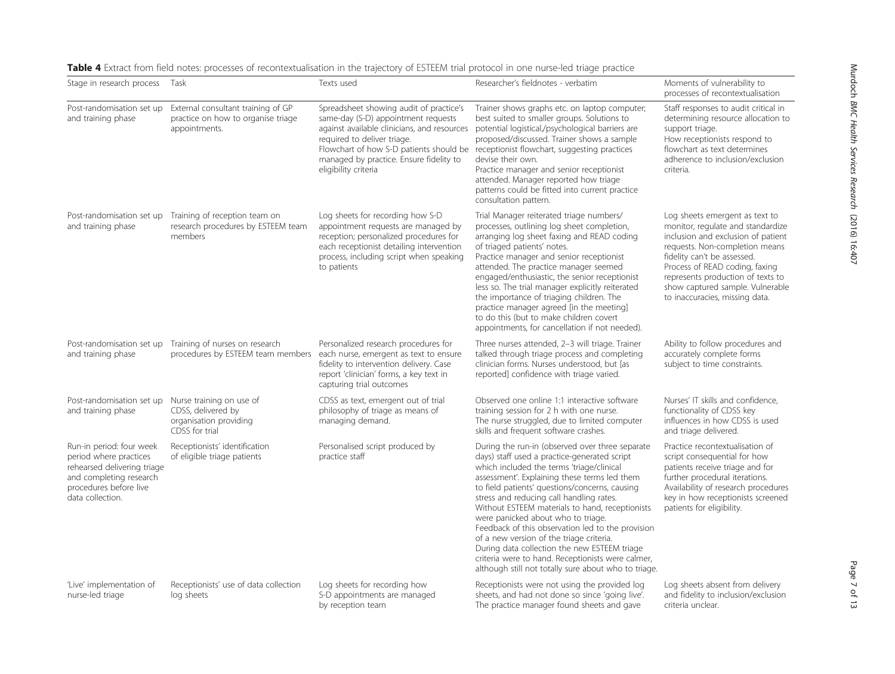**Table 4** Extract from field notes: processes of recontextualisation in the trajectory of ESTEEM trial protocol in one nurse-led triage practice

| Stage in research process | Task | Texts used | Researcher's fieldnotes - verbatim | Moments of vulnerability to processes of recontextualisation |
|---|---|---|---|---|
| Post-randomisation set up and training phase | External consultant training of GP practice on how to organise triage appointments. | Spreadsheet showing audit of practice's same-day (S-D) appointment requests against available clinicians, and resources required to deliver triage. Flowchart of how S-D patients should be managed by practice. Ensure fidelity to eligibility criteria | Trainer shows graphs etc. on laptop computer; best suited to smaller groups. Solutions to potential logistical/psychological barriers are proposed/discussed. Trainer shows a sample receptionist flowchart, suggesting practices devise their own. Practice manager and senior receptionist attended. Manager reported how triage patterns could be fitted into current practice consultation pattern. | Staff responses to audit critical in determining resource allocation to support triage. How receptionists respond to flowchart as text determines adherence to inclusion/exclusion criteria. |
| Post-randomisation set up and training phase | Training of reception team on research procedures by ESTEEM team members | Log sheets for recording how S-D appointment requests are managed by reception; personalized procedures for each receptionist detailing intervention process, including script when speaking to patients | Trial Manager reiterated triage numbers/ processes, outlining log sheet completion, arranging log sheet faxing and READ coding of triaged patients' notes. Practice manager and senior receptionist attended. The practice manager seemed engaged/enthusiastic, the senior receptionist less so. The trial manager explicitly reiterated the importance of triaging children. The practice manager agreed [in the meeting] to do this (but to make children covert appointments, for cancellation if not needed). | Log sheets emergent as text to monitor, regulate and standardize inclusion and exclusion of patient requests. Non-completion means fidelity can't be assessed. Process of READ coding, faxing represents production of texts to show captured sample. Vulnerable to inaccuracies, missing data. |
| Post-randomisation set up and training phase | Training of nurses on research procedures by ESTEEM team members | Personalized research procedures for each nurse, emergent as text to ensure fidelity to intervention delivery. Case report 'clinician' forms, a key text in capturing trial outcomes | Three nurses attended, 2–3 will triage. Trainer talked through triage process and completing clinician forms. Nurses understood, but [as reported] confidence with triage varied. | Ability to follow procedures and accurately complete forms subject to time constraints. |
| Post-randomisation set up and training phase | Nurse training on use of CDSS, delivered by organisation providing CDSS for trial | CDSS as text, emergent out of trial philosophy of triage as means of managing demand. | Observed one online 1:1 interactive software training session for 2 h with one nurse. The nurse struggled, due to limited computer skills and frequent software crashes. | Nurses' IT skills and confidence, functionality of CDSS key influences in how CDSS is used and triage delivered. |
| Run-in period: four week period where practices rehearsed delivering triage and completing research procedures before live data collection. | Receptionists' identification of eligible triage patients | Personalised script produced by practice staff | During the run-in (observed over three separate days) staff used a practice-generated script which included the terms 'triage/clinical assessment'. Explaining these terms led them to field patients' questions/concerns, causing stress and reducing call handling rates. Without ESTEEM materials to hand, receptionists were panicked about who to triage. Feedback of this observation led to the provision of a new version of the triage criteria. During data collection the new ESTEEM triage criteria were to hand. Receptionists were calmer, although still not totally sure about who to triage. | Practice recontextualisation of script consequential for how patients receive triage and for further procedural iterations. Availability of research procedures key in how receptionists screened patients for eligibility. |
| 'Live' implementation of nurse-led triage | Receptionists' use of data collection log sheets | Log sheets for recording how S-D appointments are managed by reception team | Receptionists were not using the provided log sheets, and had not done so since 'going live'. The practice manager found sheets and gave | Log sheets absent from delivery and fidelity to inclusion/exclusion criteria unclear. |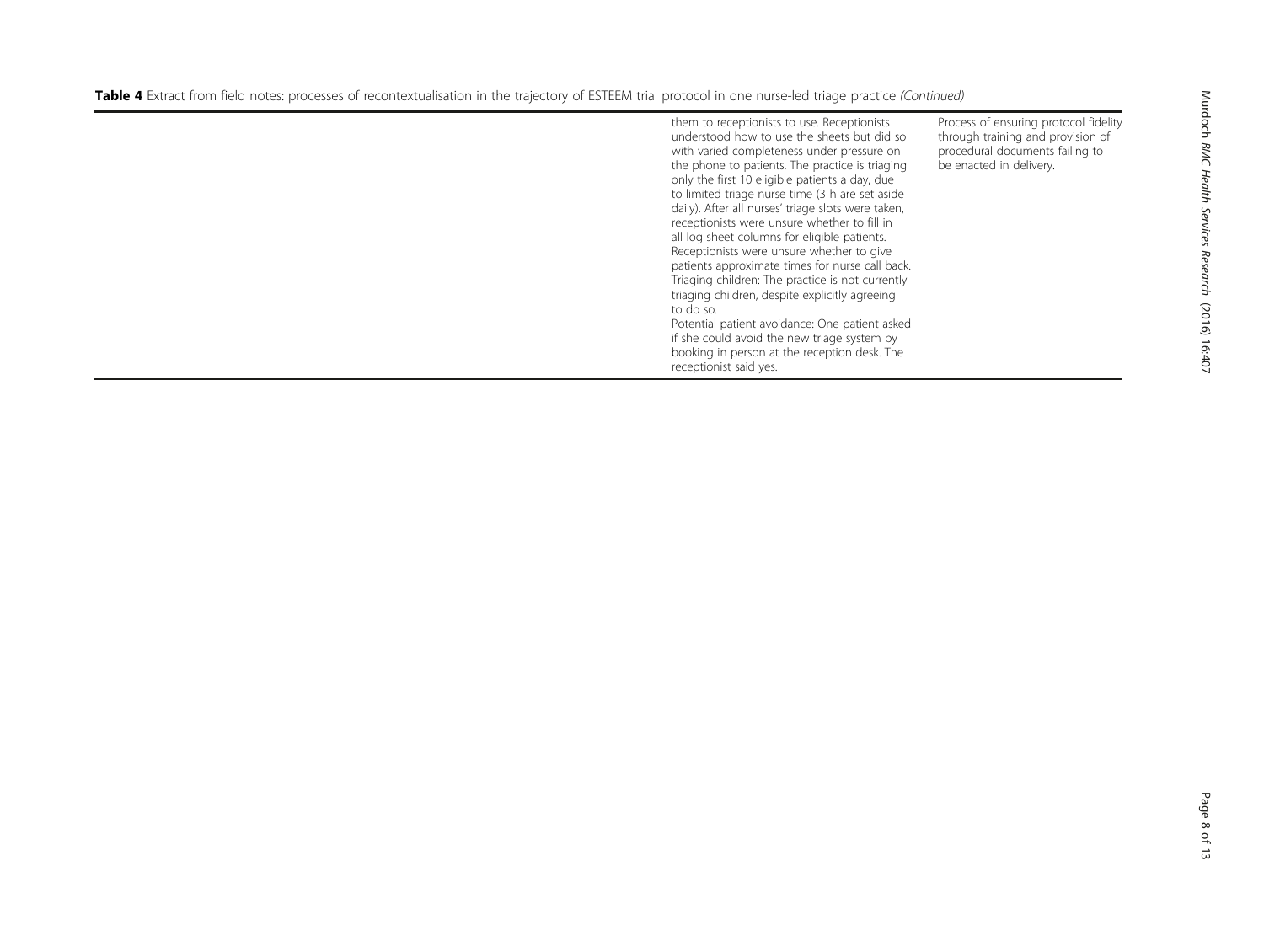**Table 4** Extract from field notes: processes of recontextualisation in the trajectory of ESTEEM trial protocol in one nurse-led triage practice *(Continued)*

| | | |
|---|---|---|
| | them to receptionists to use. Receptionists understood how to use the sheets but did so with varied completeness under pressure on the phone to patients. The practice is triaging only the first 10 eligible patients a day, due to limited triage nurse time (3 h are set aside daily). After all nurses' triage slots were taken, receptionists were unsure whether to fill in all log sheet columns for eligible patients. Receptionists were unsure whether to give patients approximate times for nurse call back.<br>Triaging children: The practice is not currently triaging children, despite explicitly agreeing to do so.<br>Potential patient avoidance: One patient asked if she could avoid the new triage system by booking in person at the reception desk. The receptionist said yes. | Process of ensuring protocol fidelity through training and provision of procedural documents failing to be enacted in delivery. |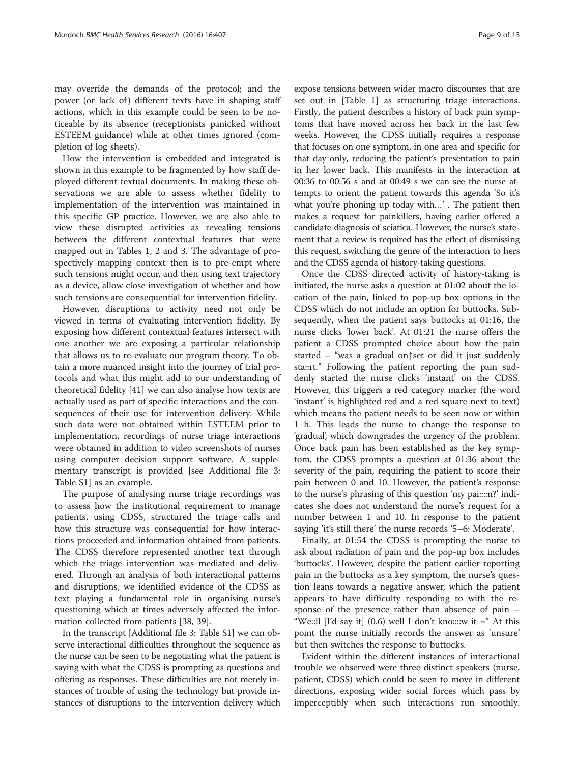may override the demands of the protocol; and the power (or lack of) different texts have in shaping staff actions, which in this example could be seen to be noticeable by its absence (receptionists panicked without ESTEEM guidance) while at other times ignored (completion of log sheets).

How the intervention is embedded and integrated is shown in this example to be fragmented by how staff deployed different textual documents. In making these observations we are able to assess whether fidelity to implementation of the intervention was maintained in this specific GP practice. However, we are also able to view these disrupted activities as revealing tensions between the different contextual features that were mapped out in Tables 1, 2 and 3. The advantage of prospectively mapping context then is to pre-empt where such tensions might occur, and then using text trajectory as a device, allow close investigation of whether and how such tensions are consequential for intervention fidelity.

However, disruptions to activity need not only be viewed in terms of evaluating intervention fidelity. By exposing how different contextual features intersect with one another we are exposing a particular relationship that allows us to re-evaluate our program theory. To obtain a more nuanced insight into the journey of trial protocols and what this might add to our understanding of theoretical fidelity [41] we can also analyse how texts are actually used as part of specific interactions and the consequences of their use for intervention delivery. While such data were not obtained within ESTEEM prior to implementation, recordings of nurse triage interactions were obtained in addition to video screenshots of nurses using computer decision support software. A supplementary transcript is provided [see Additional file 3: Table S1] as an example.

The purpose of analysing nurse triage recordings was to assess how the institutional requirement to manage patients, using CDSS, structured the triage calls and how this structure was consequential for how interactions proceeded and information obtained from patients. The CDSS therefore represented another text through which the triage intervention was mediated and delivered. Through an analysis of both interactional patterns and disruptions, we identified evidence of the CDSS as text playing a fundamental role in organising nurse's questioning which at times adversely affected the information collected from patients [38, 39].

In the transcript [Additional file 3: Table S1] we can observe interactional difficulties throughout the sequence as the nurse can be seen to be negotiating what the patient is saying with what the CDSS is prompting as questions and offering as responses. These difficulties are not merely instances of trouble of using the technology but provide instances of disruptions to the intervention delivery which expose tensions between wider macro discourses that are set out in [Table 1] as structuring triage interactions. Firstly, the patient describes a history of back pain symptoms that have moved across her back in the last few weeks. However, the CDSS initially requires a response that focuses on one symptom, in one area and specific for that day only, reducing the patient's presentation to pain in her lower back. This manifests in the interaction at 00:36 to 00:56 s and at 00:49 s we can see the nurse attempts to orient the patient towards this agenda 'So it's what you're phoning up today with…' . The patient then makes a request for painkillers, having earlier offered a candidate diagnosis of sciatica. However, the nurse's statement that a review is required has the effect of dismissing this request, switching the genre of the interaction to hers and the CDSS agenda of history-taking questions.

Once the CDSS directed activity of history-taking is initiated, the nurse asks a question at 01:02 about the location of the pain, linked to pop-up box options in the CDSS which do not include an option for buttocks. Subsequently, when the patient says buttocks at 01:16, the nurse clicks 'lower back'. At 01:21 the nurse offers the patient a CDSS prompted choice about how the pain started – "was a gradual on↑set or did it just suddenly sta::rt." Following the patient reporting the pain suddenly started the nurse clicks 'instant' on the CDSS. However, this triggers a red category marker (the word 'instant' is highlighted red and a red square next to text) which means the patient needs to be seen now or within 1 h. This leads the nurse to change the response to 'gradual', which downgrades the urgency of the problem. Once back pain has been established as the key symptom, the CDSS prompts a question at 01:36 about the severity of the pain, requiring the patient to score their pain between 0 and 10. However, the patient's response to the nurse's phrasing of this question 'my pai::::n?' indicates she does not understand the nurse's request for a number between 1 and 10. In response to the patient saying 'it's still there' the nurse records '5–6: Moderate'.

Finally, at 01:54 the CDSS is prompting the nurse to ask about radiation of pain and the pop-up box includes 'buttocks'. However, despite the patient earlier reporting pain in the buttocks as a key symptom, the nurse's question leans towards a negative answer, which the patient appears to have difficulty responding to with the response of the presence rather than absence of pain – "We::ll [I'd say it] (0.6) well I don't kno::::w it =" At this point the nurse initially records the answer as 'unsure' but then switches the response to buttocks.

Evident within the different instances of interactional trouble we observed were three distinct speakers (nurse, patient, CDSS) which could be seen to move in different directions, exposing wider social forces which pass by imperceptibly when such interactions run smoothly.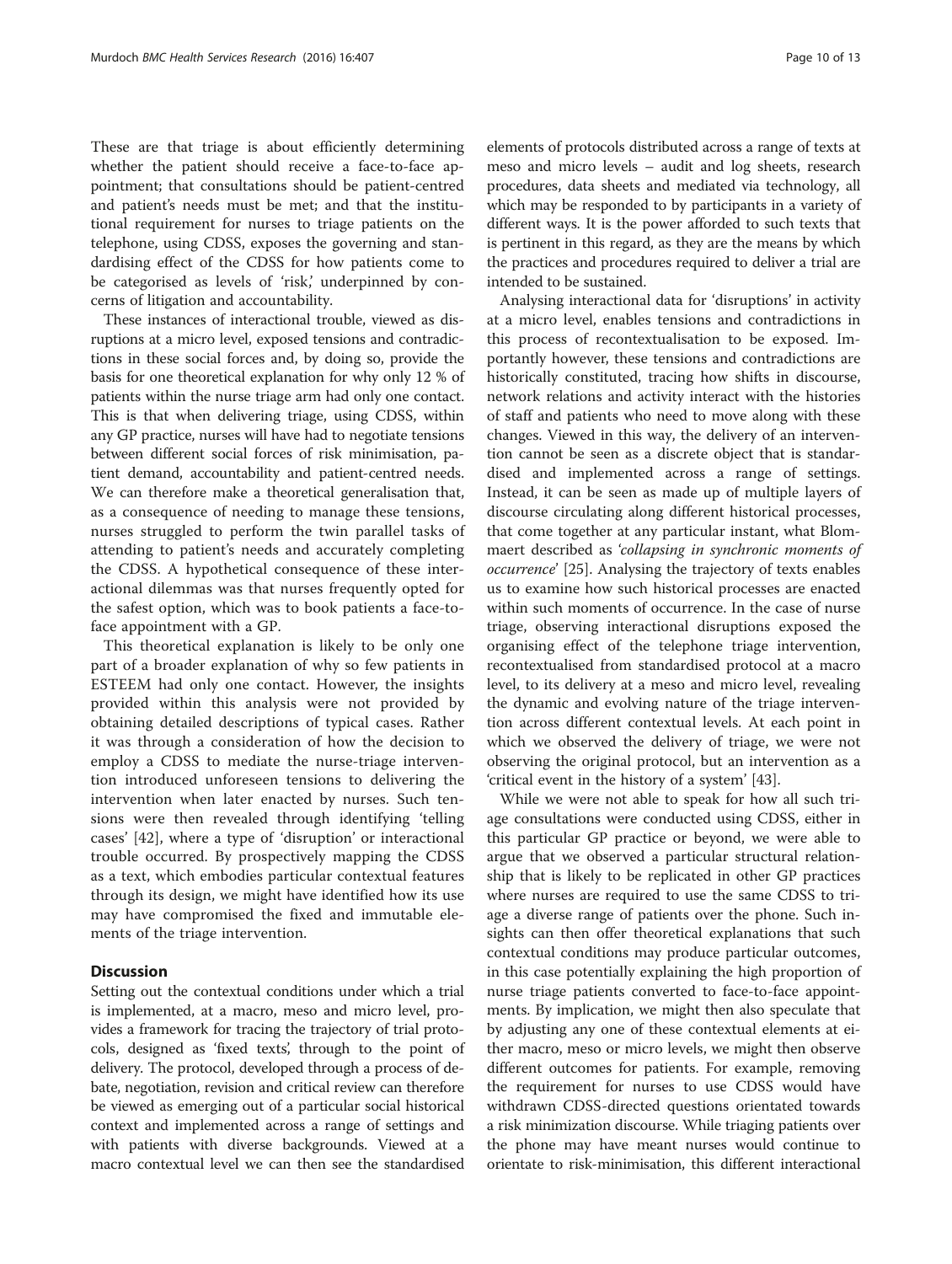These are that triage is about efficiently determining whether the patient should receive a face-to-face appointment; that consultations should be patient-centred and patient's needs must be met; and that the institutional requirement for nurses to triage patients on the telephone, using CDSS, exposes the governing and standardising effect of the CDSS for how patients come to be categorised as levels of 'risk,' underpinned by concerns of litigation and accountability.

These instances of interactional trouble, viewed as disruptions at a micro level, exposed tensions and contradictions in these social forces and, by doing so, provide the basis for one theoretical explanation for why only 12 % of patients within the nurse triage arm had only one contact. This is that when delivering triage, using CDSS, within any GP practice, nurses will have had to negotiate tensions between different social forces of risk minimisation, patient demand, accountability and patient-centred needs. We can therefore make a theoretical generalisation that, as a consequence of needing to manage these tensions, nurses struggled to perform the twin parallel tasks of attending to patient's needs and accurately completing the CDSS. A hypothetical consequence of these interactional dilemmas was that nurses frequently opted for the safest option, which was to book patients a face-to-face appointment with a GP.

This theoretical explanation is likely to be only one part of a broader explanation of why so few patients in ESTEEM had only one contact. However, the insights provided within this analysis were not provided by obtaining detailed descriptions of typical cases. Rather it was through a consideration of how the decision to employ a CDSS to mediate the nurse-triage intervention introduced unforeseen tensions to delivering the intervention when later enacted by nurses. Such tensions were then revealed through identifying 'telling cases' [42], where a type of 'disruption' or interactional trouble occurred. By prospectively mapping the CDSS as a text, which embodies particular contextual features through its design, we might have identified how its use may have compromised the fixed and immutable elements of the triage intervention.

## Discussion

Setting out the contextual conditions under which a trial is implemented, at a macro, meso and micro level, provides a framework for tracing the trajectory of trial protocols, designed as 'fixed texts', through to the point of delivery. The protocol, developed through a process of debate, negotiation, revision and critical review can therefore be viewed as emerging out of a particular social historical context and implemented across a range of settings and with patients with diverse backgrounds. Viewed at a macro contextual level we can then see the standardised elements of protocols distributed across a range of texts at meso and micro levels – audit and log sheets, research procedures, data sheets and mediated via technology, all which may be responded to by participants in a variety of different ways. It is the power afforded to such texts that is pertinent in this regard, as they are the means by which the practices and procedures required to deliver a trial are intended to be sustained.

Analysing interactional data for 'disruptions' in activity at a micro level, enables tensions and contradictions in this process of recontextualisation to be exposed. Importantly however, these tensions and contradictions are historically constituted, tracing how shifts in discourse, network relations and activity interact with the histories of staff and patients who need to move along with these changes. Viewed in this way, the delivery of an intervention cannot be seen as a discrete object that is standardised and implemented across a range of settings. Instead, it can be seen as made up of multiple layers of discourse circulating along different historical processes, that come together at any particular instant, what Blommaert described as *'collapsing in synchronic moments of occurrence'* [25]. Analysing the trajectory of texts enables us to examine how such historical processes are enacted within such moments of occurrence. In the case of nurse triage, observing interactional disruptions exposed the organising effect of the telephone triage intervention, recontextualised from standardised protocol at a macro level, to its delivery at a meso and micro level, revealing the dynamic and evolving nature of the triage intervention across different contextual levels. At each point in which we observed the delivery of triage, we were not observing the original protocol, but an intervention as a 'critical event in the history of a system' [43].

While we were not able to speak for how all such triage consultations were conducted using CDSS, either in this particular GP practice or beyond, we were able to argue that we observed a particular structural relationship that is likely to be replicated in other GP practices where nurses are required to use the same CDSS to triage a diverse range of patients over the phone. Such insights can then offer theoretical explanations that such contextual conditions may produce particular outcomes, in this case potentially explaining the high proportion of nurse triage patients converted to face-to-face appointments. By implication, we might then also speculate that by adjusting any one of these contextual elements at either macro, meso or micro levels, we might then observe different outcomes for patients. For example, removing the requirement for nurses to use CDSS would have withdrawn CDSS-directed questions orientated towards a risk minimization discourse. While triaging patients over the phone may have meant nurses would continue to orientate to risk-minimisation, this different interactional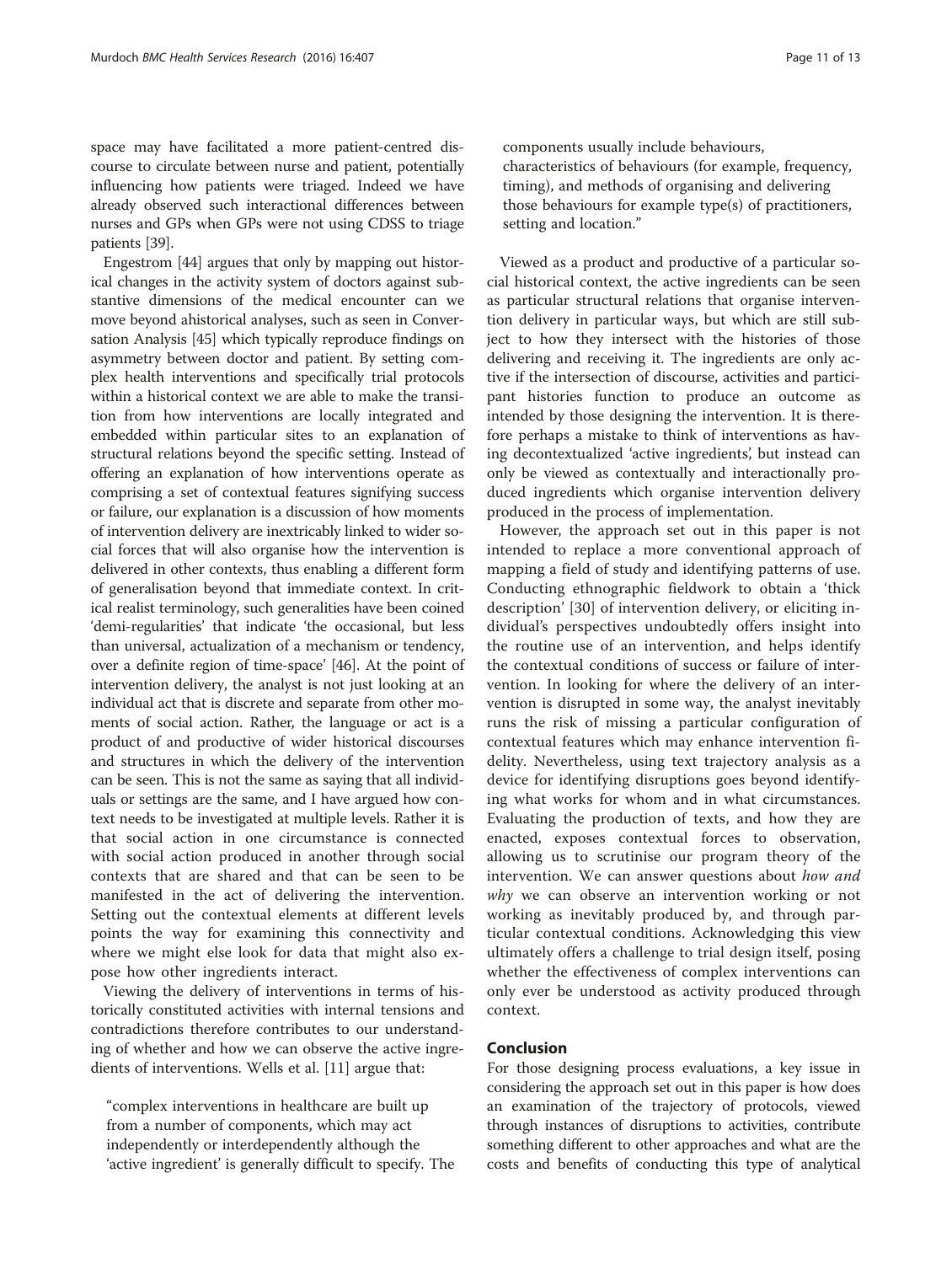space may have facilitated a more patient-centred discourse to circulate between nurse and patient, potentially influencing how patients were triaged. Indeed we have already observed such interactional differences between nurses and GPs when GPs were not using CDSS to triage patients [39].

Engestrom [44] argues that only by mapping out historical changes in the activity system of doctors against substantive dimensions of the medical encounter can we move beyond ahistorical analyses, such as seen in Conversation Analysis [45] which typically reproduce findings on asymmetry between doctor and patient. By setting complex health interventions and specifically trial protocols within a historical context we are able to make the transition from how interventions are locally integrated and embedded within particular sites to an explanation of structural relations beyond the specific setting. Instead of offering an explanation of how interventions operate as comprising a set of contextual features signifying success or failure, our explanation is a discussion of how moments of intervention delivery are inextricably linked to wider social forces that will also organise how the intervention is delivered in other contexts, thus enabling a different form of generalisation beyond that immediate context. In critical realist terminology, such generalities have been coined 'demi-regularities' that indicate 'the occasional, but less than universal, actualization of a mechanism or tendency, over a definite region of time-space' [46]. At the point of intervention delivery, the analyst is not just looking at an individual act that is discrete and separate from other moments of social action. Rather, the language or act is a product of and productive of wider historical discourses and structures in which the delivery of the intervention can be seen. This is not the same as saying that all individuals or settings are the same, and I have argued how context needs to be investigated at multiple levels. Rather it is that social action in one circumstance is connected with social action produced in another through social contexts that are shared and that can be seen to be manifested in the act of delivering the intervention. Setting out the contextual elements at different levels points the way for examining this connectivity and where we might else look for data that might also expose how other ingredients interact.

Viewing the delivery of interventions in terms of historically constituted activities with internal tensions and contradictions therefore contributes to our understanding of whether and how we can observe the active ingredients of interventions. Wells et al. [11] argue that:

> "complex interventions in healthcare are built up from a number of components, which may act independently or interdependently although the 'active ingredient' is generally difficult to specify. The components usually include behaviours, characteristics of behaviours (for example, frequency, timing), and methods of organising and delivering those behaviours for example type(s) of practitioners, setting and location."

Viewed as a product and productive of a particular social historical context, the active ingredients can be seen as particular structural relations that organise intervention delivery in particular ways, but which are still subject to how they intersect with the histories of those delivering and receiving it. The ingredients are only active if the intersection of discourse, activities and participant histories function to produce an outcome as intended by those designing the intervention. It is therefore perhaps a mistake to think of interventions as having decontextualized 'active ingredients', but instead can only be viewed as contextually and interactionally produced ingredients which organise intervention delivery produced in the process of implementation.

However, the approach set out in this paper is not intended to replace a more conventional approach of mapping a field of study and identifying patterns of use. Conducting ethnographic fieldwork to obtain a 'thick description' [30] of intervention delivery, or eliciting individual's perspectives undoubtedly offers insight into the routine use of an intervention, and helps identify the contextual conditions of success or failure of intervention. In looking for where the delivery of an intervention is disrupted in some way, the analyst inevitably runs the risk of missing a particular configuration of contextual features which may enhance intervention fidelity. Nevertheless, using text trajectory analysis as a device for identifying disruptions goes beyond identifying what works for whom and in what circumstances. Evaluating the production of texts, and how they are enacted, exposes contextual forces to observation, allowing us to scrutinise our program theory of the intervention. We can answer questions about *how and why* we can observe an intervention working or not working as inevitably produced by, and through particular contextual conditions. Acknowledging this view ultimately offers a challenge to trial design itself, posing whether the effectiveness of complex interventions can only ever be understood as activity produced through context.

## Conclusion

For those designing process evaluations, a key issue in considering the approach set out in this paper is how does an examination of the trajectory of protocols, viewed through instances of disruptions to activities, contribute something different to other approaches and what are the costs and benefits of conducting this type of analytical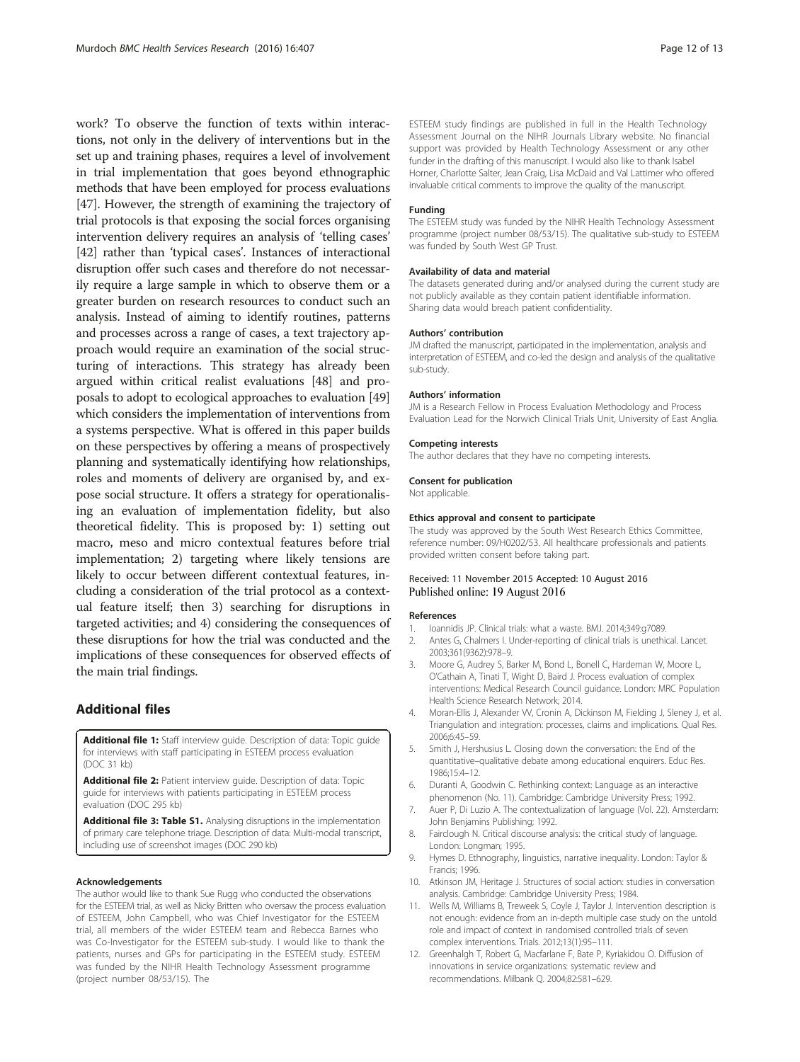work? To observe the function of texts within interactions, not only in the delivery of interventions but in the set up and training phases, requires a level of involvement in trial implementation that goes beyond ethnographic methods that have been employed for process evaluations [47]. However, the strength of examining the trajectory of trial protocols is that exposing the social forces organising intervention delivery requires an analysis of 'telling cases' [42] rather than 'typical cases'. Instances of interactional disruption offer such cases and therefore do not necessarily require a large sample in which to observe them or a greater burden on research resources to conduct such an analysis. Instead of aiming to identify routines, patterns and processes across a range of cases, a text trajectory approach would require an examination of the social structuring of interactions. This strategy has already been argued within critical realist evaluations [48] and proposals to adopt to ecological approaches to evaluation [49] which considers the implementation of interventions from a systems perspective. What is offered in this paper builds on these perspectives by offering a means of prospectively planning and systematically identifying how relationships, roles and moments of delivery are organised by, and expose social structure. It offers a strategy for operationalising an evaluation of implementation fidelity, but also theoretical fidelity. This is proposed by: 1) setting out macro, meso and micro contextual features before trial implementation; 2) targeting where likely tensions are likely to occur between different contextual features, including a consideration of the trial protocol as a contextual feature itself; then 3) searching for disruptions in targeted activities; and 4) considering the consequences of these disruptions for how the trial was conducted and the implications of these consequences for observed effects of the main trial findings.

## Additional files

**Additional file 1:** Staff interview guide. Description of data: Topic guide for interviews with staff participating in ESTEEM process evaluation (DOC 31 kb)

**Additional file 2:** Patient interview guide. Description of data: Topic guide for interviews with patients participating in ESTEEM process evaluation (DOC 295 kb)

**Additional file 3: Table S1.** Analysing disruptions in the implementation of primary care telephone triage. Description of data: Multi-modal transcript, including use of screenshot images (DOC 290 kb)

#### Acknowledgements

The author would like to thank Sue Rugg who conducted the observations for the ESTEEM trial, as well as Nicky Britten who oversaw the process evaluation of ESTEEM, John Campbell, who was Chief Investigator for the ESTEEM trial, all members of the wider ESTEEM team and Rebecca Barnes who was Co-Investigator for the ESTEEM sub-study. I would like to thank the patients, nurses and GPs for participating in the ESTEEM study. ESTEEM was funded by the NIHR Health Technology Assessment programme (project number 08/53/15). The ESTEEM study findings are published in full in the Health Technology Assessment Journal on the NIHR Journals Library website. No financial support was provided by Health Technology Assessment or any other funder in the drafting of this manuscript. I would also like to thank Isabel Horner, Charlotte Salter, Jean Craig, Lisa McDaid and Val Lattimer who offered invaluable critical comments to improve the quality of the manuscript.

#### Funding

The ESTEEM study was funded by the NIHR Health Technology Assessment programme (project number 08/53/15). The qualitative sub-study to ESTEEM was funded by South West GP Trust.

#### Availability of data and material

The datasets generated during and/or analysed during the current study are not publicly available as they contain patient identifiable information. Sharing data would breach patient confidentiality.

#### Authors' contribution

JM drafted the manuscript, participated in the implementation, analysis and interpretation of ESTEEM, and co-led the design and analysis of the qualitative sub-study.

#### Authors' information

JM is a Research Fellow in Process Evaluation Methodology and Process Evaluation Lead for the Norwich Clinical Trials Unit, University of East Anglia.

#### Competing interests

The author declares that they have no competing interests.

#### Consent for publication

Not applicable.

#### Ethics approval and consent to participate

The study was approved by the South West Research Ethics Committee, reference number: 09/H0202/53. All healthcare professionals and patients provided written consent before taking part.

Received: 11 November 2015 Accepted: 10 August 2016
Published online: 19 August 2016

#### References

1. Ioannidis JP. Clinical trials: what a waste. BMJ. 2014;349:g7089.
2. Antes G, Chalmers I. Under-reporting of clinical trials is unethical. Lancet. 2003;361(9362):978–9.
3. Moore G, Audrey S, Barker M, Bond L, Bonell C, Hardeman W, Moore L, O'Cathain A, Tinati T, Wight D, Baird J. Process evaluation of complex interventions: Medical Research Council guidance. London: MRC Population Health Science Research Network; 2014.
4. Moran-Ellis J, Alexander VV, Cronin A, Dickinson M, Fielding J, Sleney J, et al. Triangulation and integration: processes, claims and implications. Qual Res. 2006;6:45–59.
5. Smith J, Hershusius L. Closing down the conversation: the End of the quantitative–qualitative debate among educational enquirers. Educ Res. 1986;15:4–12.
6. Duranti A, Goodwin C. Rethinking context: Language as an interactive phenomenon (No. 11). Cambridge: Cambridge University Press; 1992.
7. Auer P, Di Luzio A. The contextualization of language (Vol. 22). Amsterdam: John Benjamins Publishing; 1992.
8. Fairclough N. Critical discourse analysis: the critical study of language. London: Longman; 1995.
9. Hymes D. Ethnography, linguistics, narrative inequality. London: Taylor & Francis; 1996.
10. Atkinson JM, Heritage J. Structures of social action: studies in conversation analysis. Cambridge: Cambridge University Press; 1984.
11. Wells M, Williams B, Treweek S, Coyle J, Taylor J. Intervention description is not enough: evidence from an in-depth multiple case study on the untold role and impact of context in randomised controlled trials of seven complex interventions. Trials. 2012;13(1):95–111.
12. Greenhalgh T, Robert G, Macfarlane F, Bate P, Kyriakidou O. Diffusion of innovations in service organizations: systematic review and recommendations. Milbank Q. 2004;82:581–629.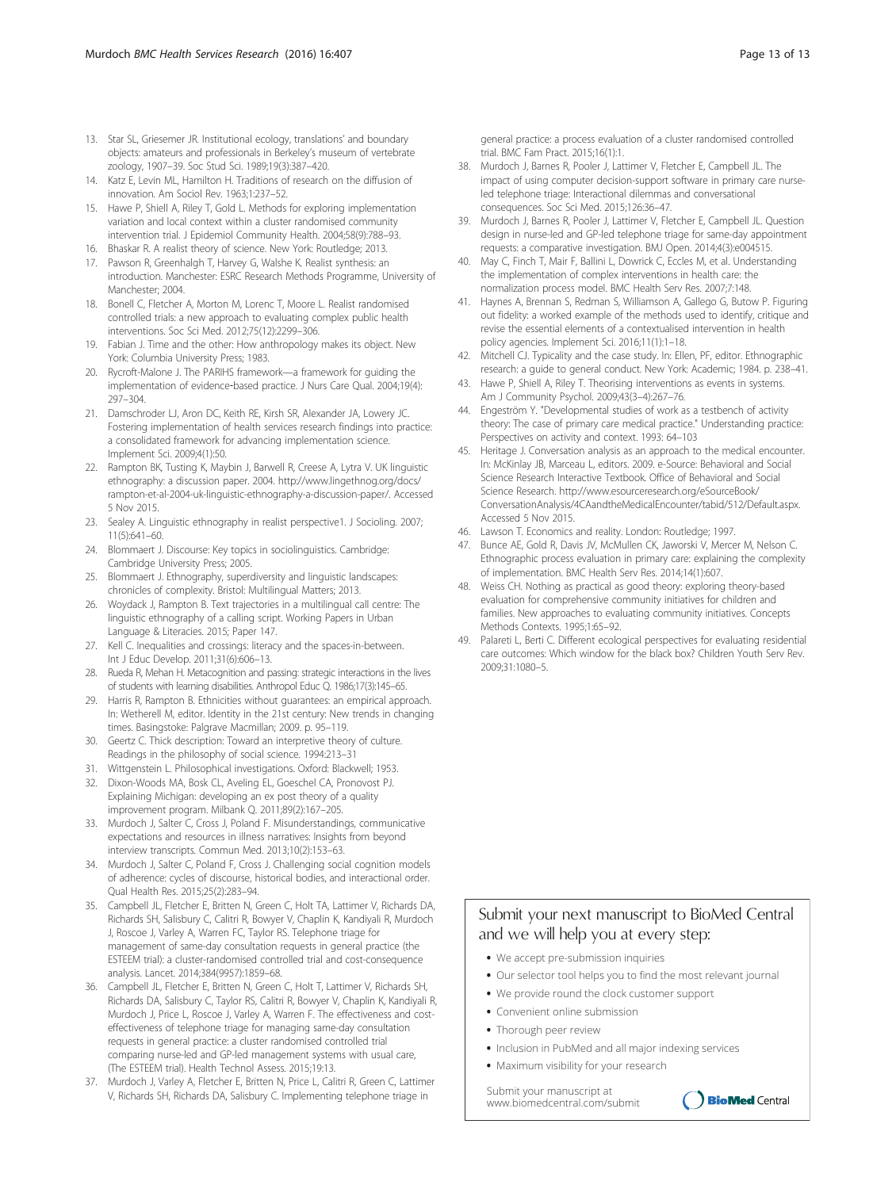13. Star SL, Griesemer JR. Institutional ecology, translations' and boundary objects: amateurs and professionals in Berkeley's museum of vertebrate zoology, 1907–39. Soc Stud Sci. 1989;19(3):387–420.
14. Katz E, Levin ML, Hamilton H. Traditions of research on the diffusion of innovation. Am Sociol Rev. 1963;1:237–52.
15. Hawe P, Shiell A, Riley T, Gold L. Methods for exploring implementation variation and local context within a cluster randomised community intervention trial. J Epidemiol Community Health. 2004;58(9):788–93.
16. Bhaskar R. A realist theory of science. New York: Routledge; 2013.
17. Pawson R, Greenhalgh T, Harvey G, Walshe K. Realist synthesis: an introduction. Manchester: ESRC Research Methods Programme, University of Manchester; 2004.
18. Bonell C, Fletcher A, Morton M, Lorenc T, Moore L. Realist randomised controlled trials: a new approach to evaluating complex public health interventions. Soc Sci Med. 2012;75(12):2299–306.
19. Fabian J. Time and the other: How anthropology makes its object. New York: Columbia University Press; 1983.
20. Rycroft-Malone J. The PARIHS framework—a framework for guiding the implementation of evidence-based practice. J Nurs Care Qual. 2004;19(4): 297–304.
21. Damschroder LJ, Aron DC, Keith RE, Kirsh SR, Alexander JA, Lowery JC. Fostering implementation of health services research findings into practice: a consolidated framework for advancing implementation science. Implement Sci. 2009;4(1):50.
22. Rampton BK, Tusting K, Maybin J, Barwell R, Creese A, Lytra V. UK linguistic ethnography: a discussion paper. 2004. http://www.lingethnog.org/docs/rampton-et-al-2004-uk-linguistic-ethnography-a-discussion-paper/. Accessed 5 Nov 2015.
23. Sealey A. Linguistic ethnography in realist perspective1. J Socioling. 2007; 11(5):641–60.
24. Blommaert J. Discourse: Key topics in sociolinguistics. Cambridge: Cambridge University Press; 2005.
25. Blommaert J. Ethnography, superdiversity and linguistic landscapes: chronicles of complexity. Bristol: Multilingual Matters; 2013.
26. Woydack J, Rampton B. Text trajectories in a multilingual call centre: The linguistic ethnography of a calling script. Working Papers in Urban Language & Literacies. 2015; Paper 147.
27. Kell C. Inequalities and crossings: literacy and the spaces-in-between. Int J Educ Develop. 2011;31(6):606–13.
28. Rueda R, Mehan H. Metacognition and passing: strategic interactions in the lives of students with learning disabilities. Anthropol Educ Q. 1986;17(3):145–65.
29. Harris R, Rampton B. Ethnicities without guarantees: an empirical approach. In: Wetherell M, editor. Identity in the 21st century: New trends in changing times. Basingstoke: Palgrave Macmillan; 2009. p. 95–119.
30. Geertz C. Thick description: Toward an interpretive theory of culture. Readings in the philosophy of social science. 1994:213–31
31. Wittgenstein L. Philosophical investigations. Oxford: Blackwell; 1953.
32. Dixon-Woods MA, Bosk CL, Aveling EL, Goeschel CA, Pronovost PJ. Explaining Michigan: developing an ex post theory of a quality improvement program. Milbank Q. 2011;89(2):167–205.
33. Murdoch J, Salter C, Cross J, Poland F. Misunderstandings, communicative expectations and resources in illness narratives: Insights from beyond interview transcripts. Commun Med. 2013;10(2):153–63.
34. Murdoch J, Salter C, Poland F, Cross J. Challenging social cognition models of adherence: cycles of discourse, historical bodies, and interactional order. Qual Health Res. 2015;25(2):283–94.
35. Campbell JL, Fletcher E, Britten N, Green C, Holt TA, Lattimer V, Richards DA, Richards SH, Salisbury C, Calitri R, Bowyer V, Chaplin K, Kandiyali R, Murdoch J, Roscoe J, Varley A, Warren FC, Taylor RS. Telephone triage for management of same-day consultation requests in general practice (the ESTEEM trial): a cluster-randomised controlled trial and cost-consequence analysis. Lancet. 2014;384(9957):1859–68.
36. Campbell JL, Fletcher E, Britten N, Green C, Holt T, Lattimer V, Richards SH, Richards DA, Salisbury C, Taylor RS, Calitri R, Bowyer V, Chaplin K, Kandiyali R, Murdoch J, Price L, Roscoe J, Varley A, Warren F. The effectiveness and cost-effectiveness of telephone triage for managing same-day consultation requests in general practice: a cluster randomised controlled trial comparing nurse-led and GP-led management systems with usual care, (The ESTEEM trial). Health Technol Assess. 2015;19:13.
37. Murdoch J, Varley A, Fletcher E, Britten N, Price L, Calitri R, Green C, Lattimer V, Richards SH, Richards DA, Salisbury C. Implementing telephone triage in general practice: a process evaluation of a cluster randomised controlled trial. BMC Fam Pract. 2015;16(1):1.
38. Murdoch J, Barnes R, Pooler J, Lattimer V, Fletcher E, Campbell JL. The impact of using computer decision-support software in primary care nurse-led telephone triage: Interactional dilemmas and conversational consequences. Soc Sci Med. 2015;126:36–47.
39. Murdoch J, Barnes R, Pooler J, Lattimer V, Fletcher E, Campbell JL. Question design in nurse-led and GP-led telephone triage for same-day appointment requests: a comparative investigation. BMJ Open. 2014;4(3):e004515.
40. May C, Finch T, Mair F, Ballini L, Dowrick C, Eccles M, et al. Understanding the implementation of complex interventions in health care: the normalization process model. BMC Health Serv Res. 2007;7:148.
41. Haynes A, Brennan S, Redman S, Williamson A, Gallego G, Butow P. Figuring out fidelity: a worked example of the methods used to identify, critique and revise the essential elements of a contextualised intervention in health policy agencies. Implement Sci. 2016;11(1):1–18.
42. Mitchell CJ. Typicality and the case study. In: Ellen, PF, editor. Ethnographic research: a guide to general conduct. New York: Academic; 1984. p. 238–41.
43. Hawe P, Shiell A, Riley T. Theorising interventions as events in systems. Am J Community Psychol. 2009;43(3–4):267–76.
44. Engeström Y. "Developmental studies of work as a testbench of activity theory: The case of primary care medical practice." Understanding practice: Perspectives on activity and context. 1993: 64–103
45. Heritage J. Conversation analysis as an approach to the medical encounter. In: McKinlay JB, Marceau L, editors. 2009. e-Source: Behavioral and Social Science Research Interactive Textbook. Office of Behavioral and Social Science Research. http://www.esourceresearch.org/eSourceBook/ConversationAnalysis/4CAandtheMedicalEncounter/tabid/512/Default.aspx. Accessed 5 Nov 2015.
46. Lawson T. Economics and reality. London: Routledge; 1997.
47. Bunce AE, Gold R, Davis JV, McMullen CK, Jaworski V, Mercer M, Nelson C. Ethnographic process evaluation in primary care: explaining the complexity of implementation. BMC Health Serv Res. 2014;14(1):607.
48. Weiss CH. Nothing as practical as good theory: exploring theory-based evaluation for comprehensive community initiatives for children and families. New approaches to evaluating community initiatives. Concepts Methods Contexts. 1995;1:65–92.
49. Palareti L, Berti C. Different ecological perspectives for evaluating residential care outcomes: Which window for the black box? Children Youth Serv Rev. 2009;31:1080–5.

Submit your next manuscript to BioMed Central and we will help you at every step:

- We accept pre-submission inquiries
- Our selector tool helps you to find the most relevant journal
- We provide round the clock customer support
- Convenient online submission
- Thorough peer review
- Inclusion in PubMed and all major indexing services
- Maximum visibility for your research

Submit your manuscript at
www.biomedcentral.com/submit

BioMed Central